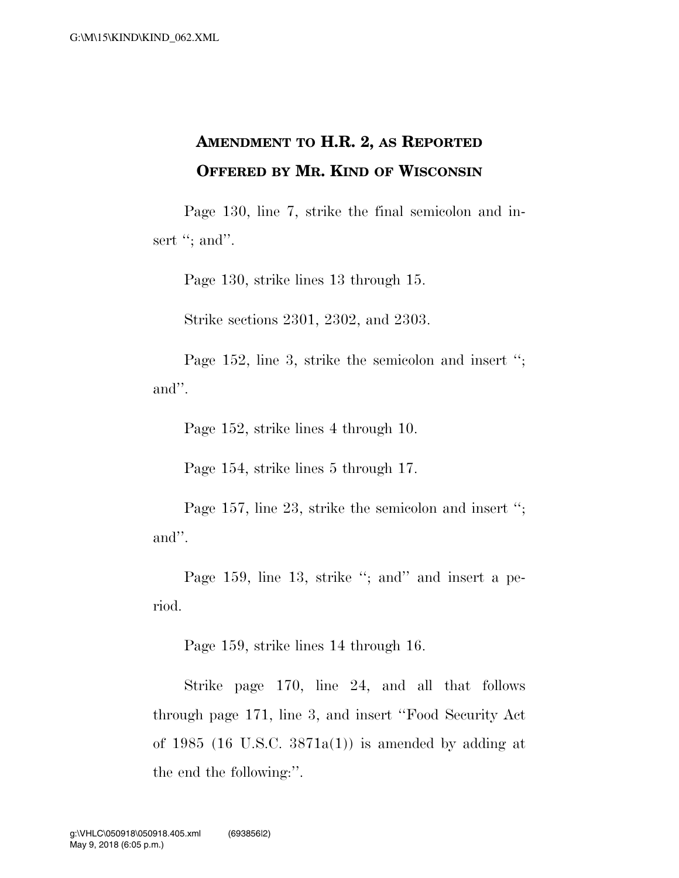# AMENDMENT TO H.R. 2, AS REPORTED OFFERED BY MR. KIND OF WISCONSIN

Page 130, line 7, strike the final semicolon and insert "; and".

Page 130, strike lines 13 through 15.

Strike sections 2301, 2302, and 2303.

Page 152, line 3, strike the semicolon and insert "; and".

Page 152, strike lines 4 through 10.

Page 154, strike lines 5 through 17.

Page 157, line 23, strike the semicolon and insert "; and".

Page 159, line 13, strike "; and" and insert a period.

Page 159, strike lines 14 through 16.

Strike page 170, line 24, and all that follows through page 171, line 3, and insert "Food Security Act of 1985 (16 U.S.C. 3871a(1)) is amended by adding at the end the following:".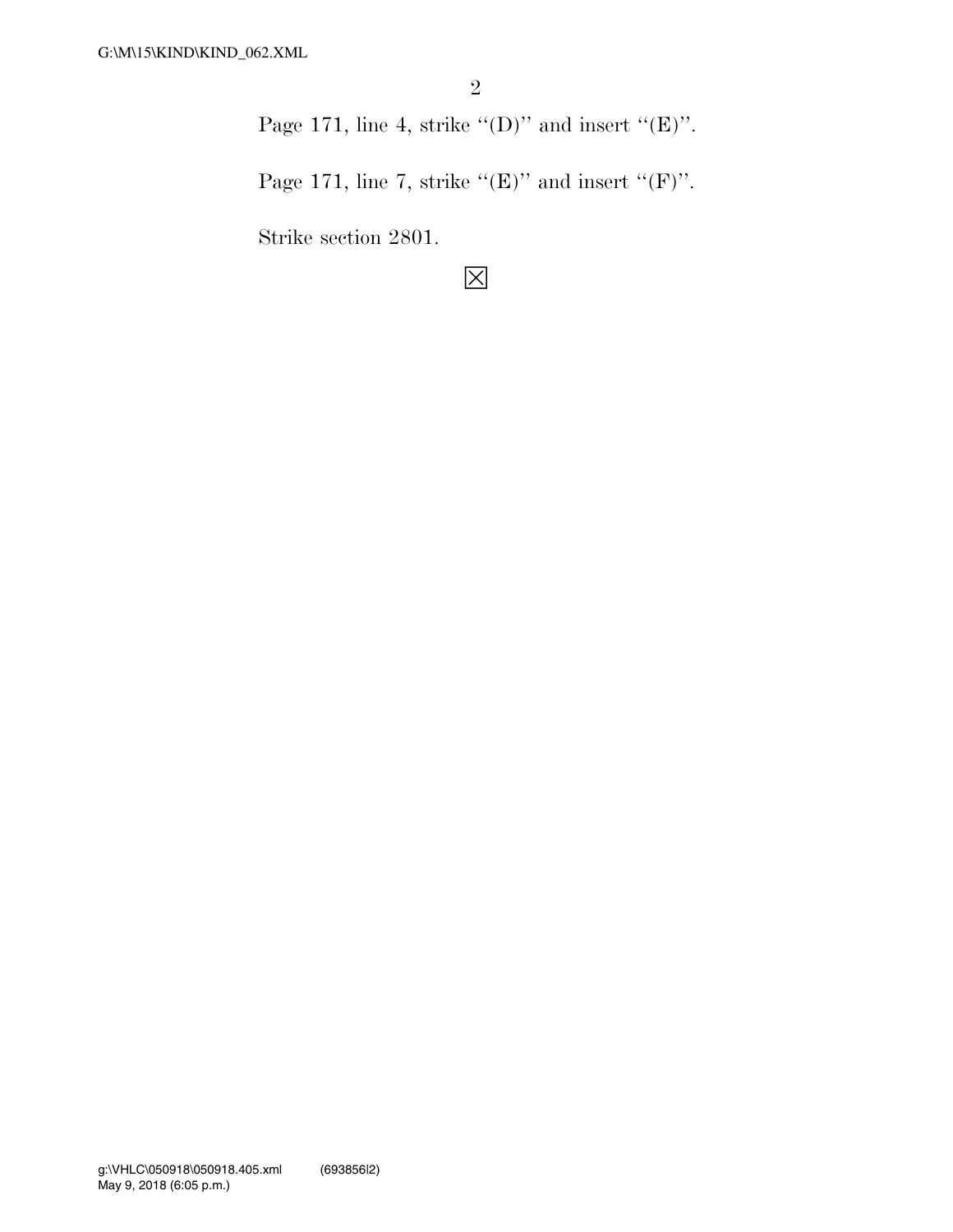Page 171, line 4, strike ''(D)'' and insert ''(E)''.

Page 171, line 7, strike ''(E)'' and insert ''(F)''.

Strike section 2801.

☒